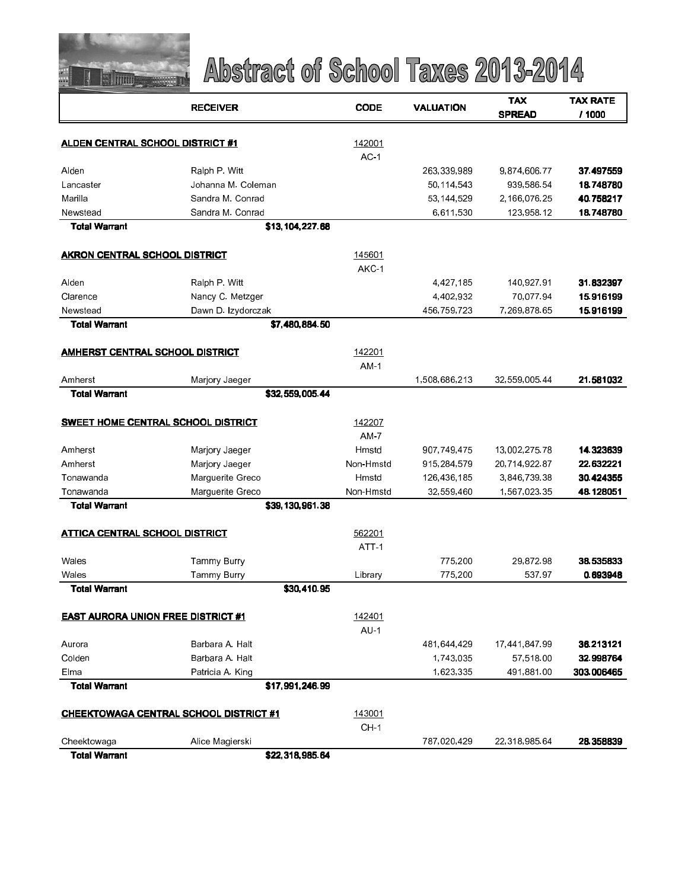# Abstract of School Taxes 2013-2014

| | RECEIVER | CODE | VALUATION | TAX SPREAD | TAX RATE / 1000 |
|---|---|---|---|---|---|
| **ALDEN CENTRAL SCHOOL DISTRICT #1** | | 142001 | | | |
| | | AC-1 | | | |
| Alden | Ralph P. Witt | | 263,339,989 | 9,874,606.77 | **37.497559** |
| Lancaster | Johanna M. Coleman | | 50,114,543 | 939,586.54 | **18.748780** |
| Marilla | Sandra M. Conrad | | 53,144,529 | 2,166,076.25 | **40.758217** |
| Newstead | Sandra M. Conrad | | 6,611,530 | 123,958.12 | **18.748780** |
| **Total Warrant** | **$13,104,227.68** | | | | |
| **AKRON CENTRAL SCHOOL DISTRICT** | | 145601 | | | |
| | | AKC-1 | | | |
| Alden | Ralph P. Witt | | 4,427,185 | 140,927.91 | **31.832397** |
| Clarence | Nancy C. Metzger | | 4,402,932 | 70,077.94 | **15.916199** |
| Newstead | Dawn D. Izydorczak | | 456,759,723 | 7,269,878.65 | **15.916199** |
| **Total Warrant** | **$7,480,884.50** | | | | |
| **AMHERST CENTRAL SCHOOL DISTRICT** | | 142201 | | | |
| | | AM-1 | | | |
| Amherst | Marjory Jaeger | | 1,508,686,213 | 32,559,005.44 | **21.581032** |
| **Total Warrant** | **$32,559,005.44** | | | | |
| **SWEET HOME CENTRAL SCHOOL DISTRICT** | | 142207 | | | |
| | | AM-7 | | | |
| Amherst | Marjory Jaeger | Hmstd | 907,749,475 | 13,002,275.78 | **14.323639** |
| Amherst | Marjory Jaeger | Non-Hmstd | 915,284,579 | 20,714,922.87 | **22.632221** |
| Tonawanda | Marguerite Greco | Hmstd | 126,436,185 | 3,846,739.38 | **30.424355** |
| Tonawanda | Marguerite Greco | Non-Hmstd | 32,559,460 | 1,567,023.35 | **48.128051** |
| **Total Warrant** | **$39,130,961.38** | | | | |
| **ATTICA CENTRAL SCHOOL DISTRICT** | | 562201 | | | |
| | | ATT-1 | | | |
| Wales | Tammy Burry | | 775,200 | 29,872.98 | **38.535833** |
| Wales | Tammy Burry | Library | 775,200 | 537.97 | **0.693948** |
| **Total Warrant** | **$30,410.95** | | | | |
| **EAST AURORA UNION FREE DISTRICT #1** | | 142401 | | | |
| | | AU-1 | | | |
| Aurora | Barbara A. Halt | | 481,644,429 | 17,441,847.99 | **36.213121** |
| Colden | Barbara A. Halt | | 1,743,035 | 57,518.00 | **32.998764** |
| Elma | Patricia A. King | | 1,623,335 | 491,881.00 | **303.006465** |
| **Total Warrant** | **$17,991,246.99** | | | | |
| **CHEEKTOWAGA CENTRAL SCHOOL DISTRICT #1** | | 143001 | | | |
| | | CH-1 | | | |
| Cheektowaga | Alice Magierski | | 787,020,429 | 22,318,985.64 | **28.358839** |
| **Total Warrant** | **$22,318,985.64** | | | | |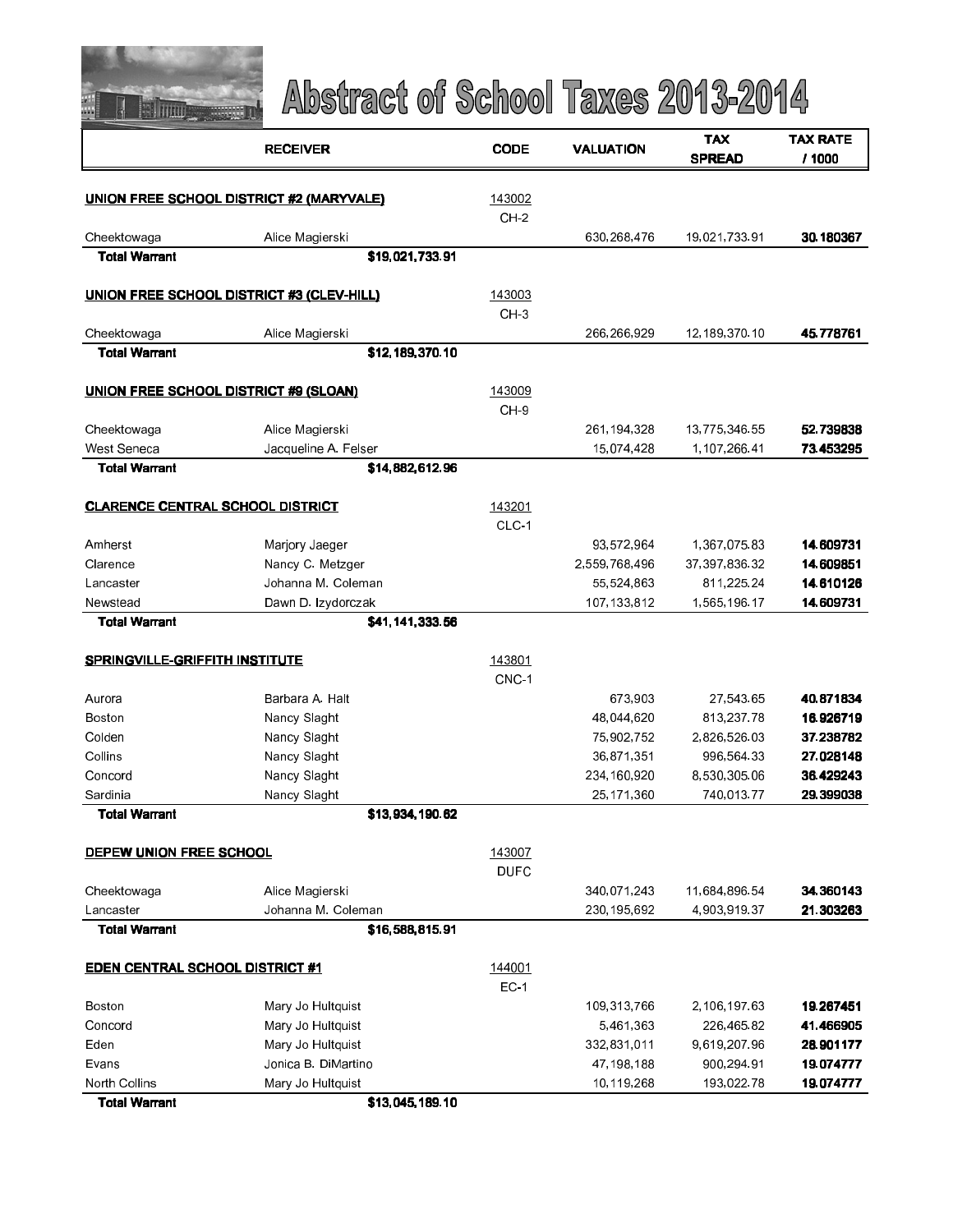# Abstract of School Taxes 2013-2014

| | RECEIVER | CODE | VALUATION | TAX SPREAD | TAX RATE / 1000 |
|---|---|---|---|---|---|
| **UNION FREE SCHOOL DISTRICT #2 (MARYVALE)** | | 143002 CH-2 | | | |
| Cheektowaga | Alice Magierski | | 630,268,476 | 19,021,733.91 | **30.180367** |
| **Total Warrant** | **$19,021,733.91** | | | | |
| **UNION FREE SCHOOL DISTRICT #3 (CLEV-HILL)** | | 143003 CH-3 | | | |
| Cheektowaga | Alice Magierski | | 266,266,929 | 12,189,370.10 | **45.778761** |
| **Total Warrant** | **$12,189,370.10** | | | | |
| **UNION FREE SCHOOL DISTRICT #9 (SLOAN)** | | 143009 CH-9 | | | |
| Cheektowaga | Alice Magierski | | 261,194,328 | 13,775,346.55 | **52.739838** |
| West Seneca | Jacqueline A. Felser | | 15,074,428 | 1,107,266.41 | **73.453295** |
| **Total Warrant** | **$14,882,612.96** | | | | |
| **CLARENCE CENTRAL SCHOOL DISTRICT** | | 143201 CLC-1 | | | |
| Amherst | Marjory Jaeger | | 93,572,964 | 1,367,075.83 | **14.609731** |
| Clarence | Nancy C. Metzger | | 2,559,768,496 | 37,397,836.32 | **14.609851** |
| Lancaster | Johanna M. Coleman | | 55,524,863 | 811,225.24 | **14.610126** |
| Newstead | Dawn D. Izydorczak | | 107,133,812 | 1,565,196.17 | **14.609731** |
| **Total Warrant** | **$41,141,333.56** | | | | |
| **SPRINGVILLE-GRIFFITH INSTITUTE** | | 143801 CNC-1 | | | |
| Aurora | Barbara A. Halt | | 673,903 | 27,543.65 | **40.871834** |
| Boston | Nancy Slaght | | 48,044,620 | 813,237.78 | **16.926719** |
| Colden | Nancy Slaght | | 75,902,752 | 2,826,526.03 | **37.238782** |
| Collins | Nancy Slaght | | 36,871,351 | 996,564.33 | **27.028148** |
| Concord | Nancy Slaght | | 234,160,920 | 8,530,305.06 | **36.429243** |
| Sardinia | Nancy Slaght | | 25,171,360 | 740,013.77 | **29.399038** |
| **Total Warrant** | **$13,934,190.62** | | | | |
| **DEPEW UNION FREE SCHOOL** | | 143007 DUFC | | | |
| Cheektowaga | Alice Magierski | | 340,071,243 | 11,684,896.54 | **34.360143** |
| Lancaster | Johanna M. Coleman | | 230,195,692 | 4,903,919.37 | **21.303263** |
| **Total Warrant** | **$16,588,815.91** | | | | |
| **EDEN CENTRAL SCHOOL DISTRICT #1** | | 144001 EC-1 | | | |
| Boston | Mary Jo Hultquist | | 109,313,766 | 2,106,197.63 | **19.267451** |
| Concord | Mary Jo Hultquist | | 5,461,363 | 226,465.82 | **41.466905** |
| Eden | Mary Jo Hultquist | | 332,831,011 | 9,619,207.96 | **28.901177** |
| Evans | Jonica B. DiMartino | | 47,198,188 | 900,294.91 | **19.074777** |
| North Collins | Mary Jo Hultquist | | 10,119,268 | 193,022.78 | **19.074777** |
| **Total Warrant** | **$13,045,189.10** | | | | |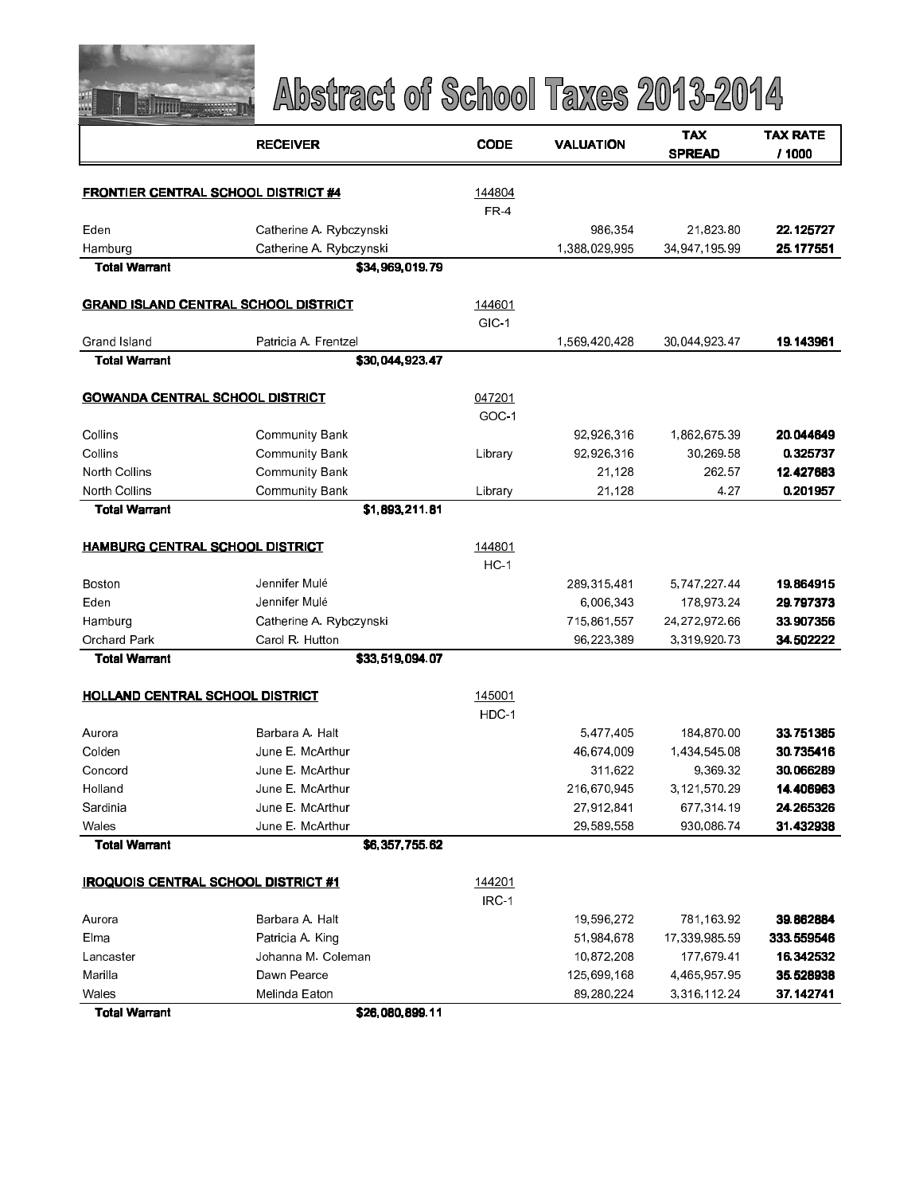# Abstract of School Taxes 2013-2014

| | RECEIVER | CODE | VALUATION | TAX SPREAD | TAX RATE / 1000 |
|---|---|---|---|---|---|
| **FRONTIER CENTRAL SCHOOL DISTRICT #4** | | 144804 | | | |
| | | FR-4 | | | |
| Eden | Catherine A. Rybczynski | | 986,354 | 21,823.80 | **22.125727** |
| Hamburg | Catherine A. Rybczynski | | 1,388,029,995 | 34,947,195.99 | **25.177551** |
| **Total Warrant** | **$34,969,019.79** | | | | |
| **GRAND ISLAND CENTRAL SCHOOL DISTRICT** | | 144601 | | | |
| | | GIC-1 | | | |
| Grand Island | Patricia A. Frentzel | | 1,569,420,428 | 30,044,923.47 | **19.143961** |
| **Total Warrant** | **$30,044,923.47** | | | | |
| **GOWANDA CENTRAL SCHOOL DISTRICT** | | 047201 | | | |
| | | GOC-1 | | | |
| Collins | Community Bank | | 92,926,316 | 1,862,675.39 | **20.044649** |
| Collins | Community Bank | Library | 92,926,316 | 30,269.58 | **0.325737** |
| North Collins | Community Bank | | 21,128 | 262.57 | **12.427683** |
| North Collins | Community Bank | Library | 21,128 | 4.27 | **0.201957** |
| **Total Warrant** | **$1,893,211.81** | | | | |
| **HAMBURG CENTRAL SCHOOL DISTRICT** | | 144801 | | | |
| | | HC-1 | | | |
| Boston | Jennifer Mulé | | 289,315,481 | 5,747,227.44 | **19.864915** |
| Eden | Jennifer Mulé | | 6,006,343 | 178,973.24 | **29.797373** |
| Hamburg | Catherine A. Rybczynski | | 715,861,557 | 24,272,972.66 | **33.907356** |
| Orchard Park | Carol R. Hutton | | 96,223,389 | 3,319,920.73 | **34.502222** |
| **Total Warrant** | **$33,519,094.07** | | | | |
| **HOLLAND CENTRAL SCHOOL DISTRICT** | | 145001 | | | |
| | | HDC-1 | | | |
| Aurora | Barbara A. Halt | | 5,477,405 | 184,870.00 | **33.751385** |
| Colden | June E. McArthur | | 46,674,009 | 1,434,545.08 | **30.735416** |
| Concord | June E. McArthur | | 311,622 | 9,369.32 | **30.066289** |
| Holland | June E. McArthur | | 216,670,945 | 3,121,570.29 | **14.406963** |
| Sardinia | June E. McArthur | | 27,912,841 | 677,314.19 | **24.265326** |
| Wales | June E. McArthur | | 29,589,558 | 930,086.74 | **31.432938** |
| **Total Warrant** | **$6,357,755.62** | | | | |
| **IROQUOIS CENTRAL SCHOOL DISTRICT #1** | | 144201 | | | |
| | | IRC-1 | | | |
| Aurora | Barbara A. Halt | | 19,596,272 | 781,163.92 | **39.862884** |
| Elma | Patricia A. King | | 51,984,678 | 17,339,985.59 | **333.559546** |
| Lancaster | Johanna M. Coleman | | 10,872,208 | 177,679.41 | **16.342532** |
| Marilla | Dawn Pearce | | 125,699,168 | 4,465,957.95 | **35.528938** |
| Wales | Melinda Eaton | | 89,280,224 | 3,316,112.24 | **37.142741** |
| **Total Warrant** | **$26,080,899.11** | | | | |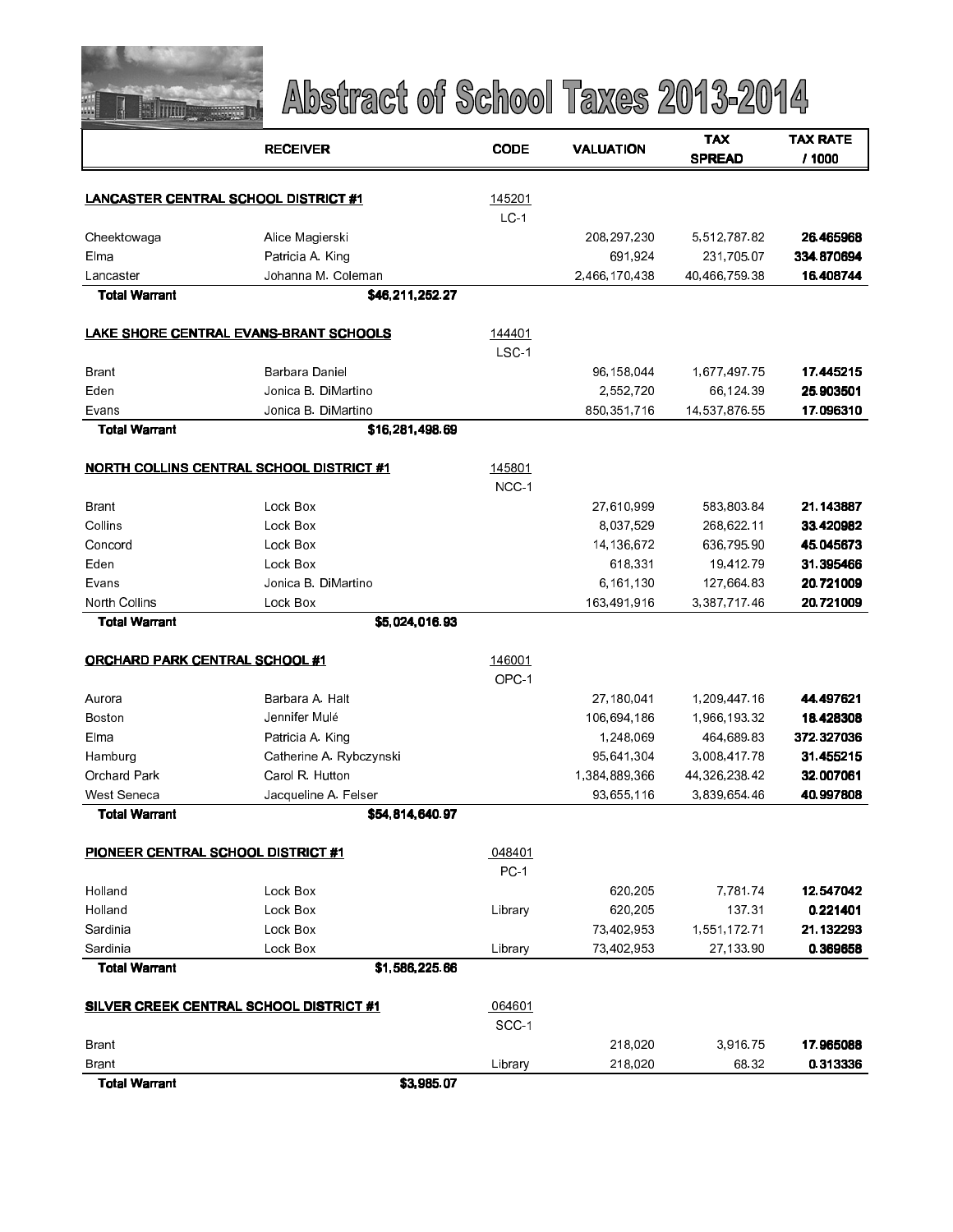# Abstract of School Taxes 2013-2014

| | RECEIVER | CODE | VALUATION | TAX SPREAD | TAX RATE / 1000 |
|---|---|---|---|---|---|
| **LANCASTER CENTRAL SCHOOL DISTRICT #1** | | 145201 LC-1 | | | |
| Cheektowaga | Alice Magierski | | 208,297,230 | 5,512,787.82 | **26.465968** |
| Elma | Patricia A. King | | 691,924 | 231,705.07 | **334.870694** |
| Lancaster | Johanna M. Coleman | | 2,466,170,438 | 40,466,759.38 | **16.408744** |
| **Total Warrant** | **$46,211,252.27** | | | | |
| **LAKE SHORE CENTRAL EVANS-BRANT SCHOOLS** | | 144401 LSC-1 | | | |
| Brant | Barbara Daniel | | 96,158,044 | 1,677,497.75 | **17.445215** |
| Eden | Jonica B. DiMartino | | 2,552,720 | 66,124.39 | **25.903501** |
| Evans | Jonica B. DiMartino | | 850,351,716 | 14,537,876.55 | **17.096310** |
| **Total Warrant** | **$16,281,498.69** | | | | |
| **NORTH COLLINS CENTRAL SCHOOL DISTRICT #1** | | 145801 NCC-1 | | | |
| Brant | Lock Box | | 27,610,999 | 583,803.84 | **21.143887** |
| Collins | Lock Box | | 8,037,529 | 268,622.11 | **33.420982** |
| Concord | Lock Box | | 14,136,672 | 636,795.90 | **45.045673** |
| Eden | Lock Box | | 618,331 | 19,412.79 | **31.395466** |
| Evans | Jonica B. DiMartino | | 6,161,130 | 127,664.83 | **20.721009** |
| North Collins | Lock Box | | 163,491,916 | 3,387,717.46 | **20.721009** |
| **Total Warrant** | **$5,024,016.93** | | | | |
| **ORCHARD PARK CENTRAL SCHOOL #1** | | 146001 OPC-1 | | | |
| Aurora | Barbara A. Halt | | 27,180,041 | 1,209,447.16 | **44.497621** |
| Boston | Jennifer Mulé | | 106,694,186 | 1,966,193.32 | **18.428308** |
| Elma | Patricia A. King | | 1,248,069 | 464,689.83 | **372.327036** |
| Hamburg | Catherine A. Rybczynski | | 95,641,304 | 3,008,417.78 | **31.455215** |
| Orchard Park | Carol R. Hutton | | 1,384,889,366 | 44,326,238.42 | **32.007061** |
| West Seneca | Jacqueline A. Felser | | 93,655,116 | 3,839,654.46 | **40.997808** |
| **Total Warrant** | **$54,814,640.97** | | | | |
| **PIONEER CENTRAL SCHOOL DISTRICT #1** | | 048401 PC-1 | | | |
| Holland | Lock Box | | 620,205 | 7,781.74 | **12.547042** |
| Holland | Lock Box | Library | 620,205 | 137.31 | **0.221401** |
| Sardinia | Lock Box | | 73,402,953 | 1,551,172.71 | **21.132293** |
| Sardinia | Lock Box | Library | 73,402,953 | 27,133.90 | **0.369658** |
| **Total Warrant** | **$1,586,225.66** | | | | |
| **SILVER CREEK CENTRAL SCHOOL DISTRICT #1** | | 064601 SCC-1 | | | |
| Brant | | | 218,020 | 3,916.75 | **17.965088** |
| Brant | | Library | 218,020 | 68.32 | **0.313336** |
| **Total Warrant** | **$3,985.07** | | | | |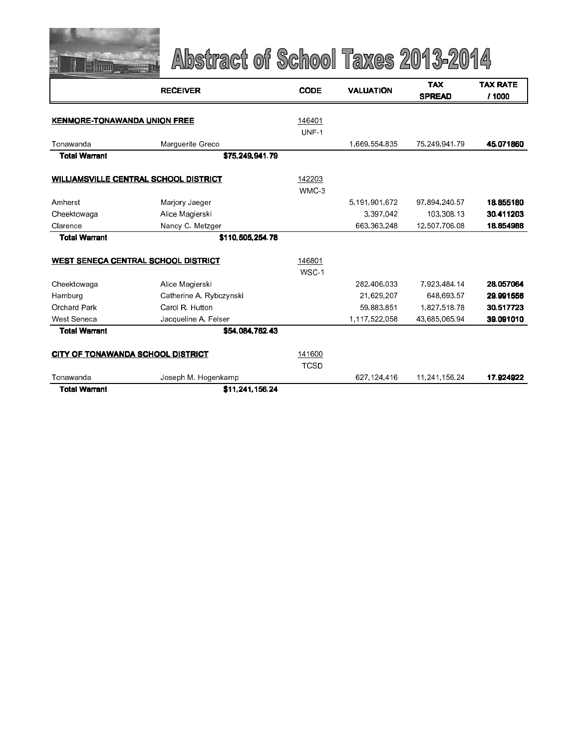# Abstract of School Taxes 2013-2014

| | RECEIVER | CODE | VALUATION | TAX SPREAD | TAX RATE / 1000 |
|---|---|---|---|---|---|
| **KENMORE-TONAWANDA UNION FREE** | | 146401 | | | |
| | | UNF-1 | | | |
| Tonawanda | Marguerite Greco | | 1,669,554,835 | 75,249,941.79 | **45.071860** |
| **Total Warrant** | **$75,249,941.79** | | | | |
| **WILLIAMSVILLE CENTRAL SCHOOL DISTRICT** | | 142203 | | | |
| | | WMC-3 | | | |
| Amherst | Marjory Jaeger | | 5,191,901,672 | 97,894,240.57 | **18.855180** |
| Cheektowaga | Alice Magierski | | 3,397,042 | 103,308.13 | **30.411203** |
| Clarence | Nancy C. Metzger | | 663,363,248 | 12,507,706.08 | **18.854988** |
| **Total Warrant** | **$110,505,254.78** | | | | |
| **WEST SENECA CENTRAL SCHOOL DISTRICT** | | 146801 | | | |
| | | WSC-1 | | | |
| Cheektowaga | Alice Magierski | | 282,406,033 | 7,923,484.14 | **28.057064** |
| Hamburg | Catherine A. Rybczynski | | 21,629,207 | 648,693.57 | **29.991556** |
| Orchard Park | Carol R. Hutton | | 59,883,851 | 1,827,518.78 | **30.517723** |
| West Seneca | Jacqueline A. Felser | | 1,117,522,058 | 43,685,065.94 | **39.091010** |
| **Total Warrant** | **$54,084,762.43** | | | | |
| **CITY OF TONAWANDA SCHOOL DISTRICT** | | 141600 | | | |
| | | TCSD | | | |
| Tonawanda | Joseph M. Hogenkamp | | 627,124,416 | 11,241,156.24 | **17.924922** |
| **Total Warrant** | **$11,241,156.24** | | | | |